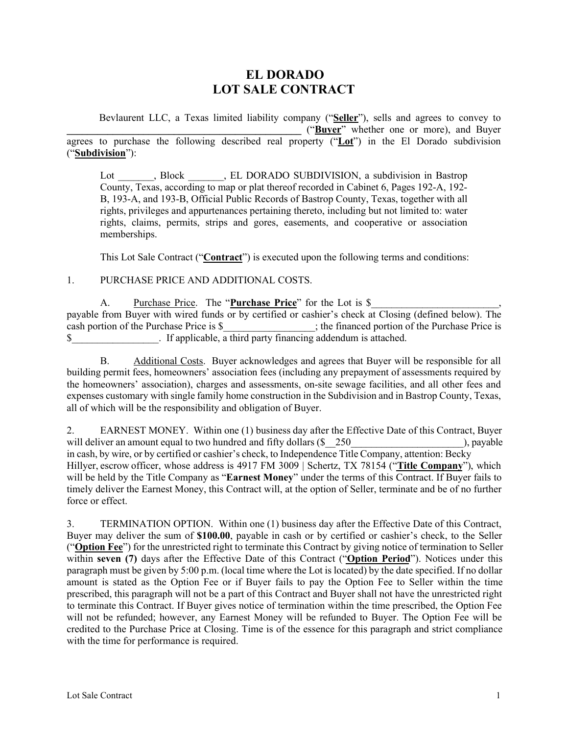# EL DORADO
# LOT SALE CONTRACT

Bevlaurent LLC, a Texas limited liability company ("**Seller**"), sells and agrees to convey to _______________________________________________ ("**Buyer**" whether one or more), and Buyer agrees to purchase the following described real property ("**Lot**") in the El Dorado subdivision ("**Subdivision**"):

> Lot _______, Block _______, EL DORADO SUBDIVISION, a subdivision in Bastrop County, Texas, according to map or plat thereof recorded in Cabinet 6, Pages 192-A, 192-B, 193-A, and 193-B, Official Public Records of Bastrop County, Texas, together with all rights, privileges and appurtenances pertaining thereto, including but not limited to: water rights, claims, permits, strips and gores, easements, and cooperative or association memberships.

This Lot Sale Contract ("**Contract**") is executed upon the following terms and conditions:

1. PURCHASE PRICE AND ADDITIONAL COSTS.

A. Purchase Price. The "**Purchase Price**" for the Lot is $_________________________, payable from Buyer with wired funds or by certified or cashier's check at Closing (defined below). The cash portion of the Purchase Price is $_________________; the financed portion of the Purchase Price is $_________________. If applicable, a third party financing addendum is attached.

B. Additional Costs. Buyer acknowledges and agrees that Buyer will be responsible for all building permit fees, homeowners' association fees (including any prepayment of assessments required by the homeowners' association), charges and assessments, on-site sewage facilities, and all other fees and expenses customary with single family home construction in the Subdivision and in Bastrop County, Texas, all of which will be the responsibility and obligation of Buyer.

2. EARNEST MONEY. Within one (1) business day after the Effective Date of this Contract, Buyer will deliver an amount equal to two hundred and fifty dollars ($__250______________________), payable in cash, by wire, or by certified or cashier's check, to Independence Title Company, attention: Becky Hillyer, escrow officer, whose address is 4917 FM 3009 | Schertz, TX 78154 ("**Title Company**"), which will be held by the Title Company as "**Earnest Money**" under the terms of this Contract. If Buyer fails to timely deliver the Earnest Money, this Contract will, at the option of Seller, terminate and be of no further force or effect.

3. TERMINATION OPTION. Within one (1) business day after the Effective Date of this Contract, Buyer may deliver the sum of **$100.00**, payable in cash or by certified or cashier's check, to the Seller ("**Option Fee**") for the unrestricted right to terminate this Contract by giving notice of termination to Seller within **seven (7)** days after the Effective Date of this Contract ("**Option Period**"). Notices under this paragraph must be given by 5:00 p.m. (local time where the Lot is located) by the date specified. If no dollar amount is stated as the Option Fee or if Buyer fails to pay the Option Fee to Seller within the time prescribed, this paragraph will not be a part of this Contract and Buyer shall not have the unrestricted right to terminate this Contract. If Buyer gives notice of termination within the time prescribed, the Option Fee will not be refunded; however, any Earnest Money will be refunded to Buyer. The Option Fee will be credited to the Purchase Price at Closing. Time is of the essence for this paragraph and strict compliance with the time for performance is required.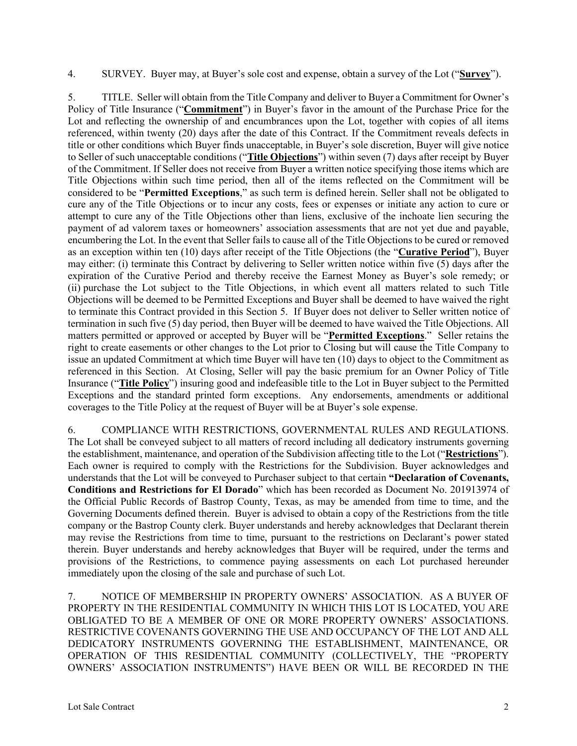4. SURVEY. Buyer may, at Buyer's sole cost and expense, obtain a survey of the Lot ("**Survey**").

5. TITLE. Seller will obtain from the Title Company and deliver to Buyer a Commitment for Owner's Policy of Title Insurance ("**Commitment**") in Buyer's favor in the amount of the Purchase Price for the Lot and reflecting the ownership of and encumbrances upon the Lot, together with copies of all items referenced, within twenty (20) days after the date of this Contract. If the Commitment reveals defects in title or other conditions which Buyer finds unacceptable, in Buyer's sole discretion, Buyer will give notice to Seller of such unacceptable conditions ("**Title Objections**") within seven (7) days after receipt by Buyer of the Commitment. If Seller does not receive from Buyer a written notice specifying those items which are Title Objections within such time period, then all of the items reflected on the Commitment will be considered to be "**Permitted Exceptions**," as such term is defined herein. Seller shall not be obligated to cure any of the Title Objections or to incur any costs, fees or expenses or initiate any action to cure or attempt to cure any of the Title Objections other than liens, exclusive of the inchoate lien securing the payment of ad valorem taxes or homeowners' association assessments that are not yet due and payable, encumbering the Lot. In the event that Seller fails to cause all of the Title Objections to be cured or removed as an exception within ten (10) days after receipt of the Title Objections (the "**Curative Period**"), Buyer may either: (i) terminate this Contract by delivering to Seller written notice within five (5) days after the expiration of the Curative Period and thereby receive the Earnest Money as Buyer's sole remedy; or (ii) purchase the Lot subject to the Title Objections, in which event all matters related to such Title Objections will be deemed to be Permitted Exceptions and Buyer shall be deemed to have waived the right to terminate this Contract provided in this Section 5. If Buyer does not deliver to Seller written notice of termination in such five (5) day period, then Buyer will be deemed to have waived the Title Objections. All matters permitted or approved or accepted by Buyer will be "**Permitted Exceptions**." Seller retains the right to create easements or other changes to the Lot prior to Closing but will cause the Title Company to issue an updated Commitment at which time Buyer will have ten (10) days to object to the Commitment as referenced in this Section. At Closing, Seller will pay the basic premium for an Owner Policy of Title Insurance ("**Title Policy**") insuring good and indefeasible title to the Lot in Buyer subject to the Permitted Exceptions and the standard printed form exceptions. Any endorsements, amendments or additional coverages to the Title Policy at the request of Buyer will be at Buyer's sole expense.

6. COMPLIANCE WITH RESTRICTIONS, GOVERNMENTAL RULES AND REGULATIONS. The Lot shall be conveyed subject to all matters of record including all dedicatory instruments governing the establishment, maintenance, and operation of the Subdivision affecting title to the Lot ("**Restrictions**"). Each owner is required to comply with the Restrictions for the Subdivision. Buyer acknowledges and understands that the Lot will be conveyed to Purchaser subject to that certain **"Declaration of Covenants, Conditions and Restrictions for El Dorado"** which has been recorded as Document No. 201913974 of the Official Public Records of Bastrop County, Texas, as may be amended from time to time, and the Governing Documents defined therein. Buyer is advised to obtain a copy of the Restrictions from the title company or the Bastrop County clerk. Buyer understands and hereby acknowledges that Declarant therein may revise the Restrictions from time to time, pursuant to the restrictions on Declarant's power stated therein. Buyer understands and hereby acknowledges that Buyer will be required, under the terms and provisions of the Restrictions, to commence paying assessments on each Lot purchased hereunder immediately upon the closing of the sale and purchase of such Lot.

7. NOTICE OF MEMBERSHIP IN PROPERTY OWNERS' ASSOCIATION. AS A BUYER OF PROPERTY IN THE RESIDENTIAL COMMUNITY IN WHICH THIS LOT IS LOCATED, YOU ARE OBLIGATED TO BE A MEMBER OF ONE OR MORE PROPERTY OWNERS' ASSOCIATIONS. RESTRICTIVE COVENANTS GOVERNING THE USE AND OCCUPANCY OF THE LOT AND ALL DEDICATORY INSTRUMENTS GOVERNING THE ESTABLISHMENT, MAINTENANCE, OR OPERATION OF THIS RESIDENTIAL COMMUNITY (COLLECTIVELY, THE "PROPERTY OWNERS' ASSOCIATION INSTRUMENTS") HAVE BEEN OR WILL BE RECORDED IN THE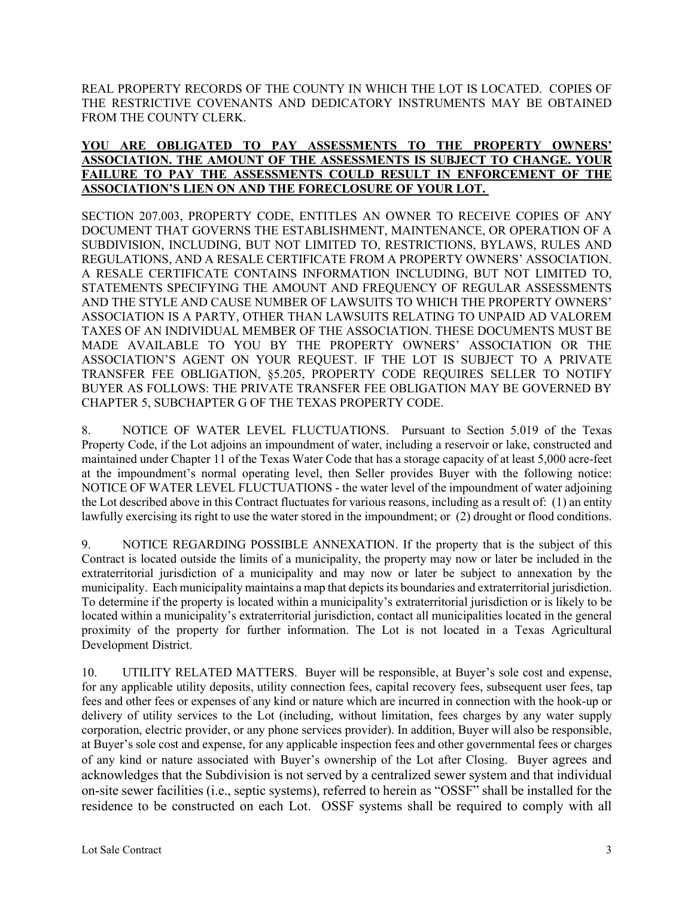REAL PROPERTY RECORDS OF THE COUNTY IN WHICH THE LOT IS LOCATED. COPIES OF THE RESTRICTIVE COVENANTS AND DEDICATORY INSTRUMENTS MAY BE OBTAINED FROM THE COUNTY CLERK.

**YOU ARE OBLIGATED TO PAY ASSESSMENTS TO THE PROPERTY OWNERS' ASSOCIATION. THE AMOUNT OF THE ASSESSMENTS IS SUBJECT TO CHANGE. YOUR FAILURE TO PAY THE ASSESSMENTS COULD RESULT IN ENFORCEMENT OF THE ASSOCIATION'S LIEN ON AND THE FORECLOSURE OF YOUR LOT.**

SECTION 207.003, PROPERTY CODE, ENTITLES AN OWNER TO RECEIVE COPIES OF ANY DOCUMENT THAT GOVERNS THE ESTABLISHMENT, MAINTENANCE, OR OPERATION OF A SUBDIVISION, INCLUDING, BUT NOT LIMITED TO, RESTRICTIONS, BYLAWS, RULES AND REGULATIONS, AND A RESALE CERTIFICATE FROM A PROPERTY OWNERS' ASSOCIATION. A RESALE CERTIFICATE CONTAINS INFORMATION INCLUDING, BUT NOT LIMITED TO, STATEMENTS SPECIFYING THE AMOUNT AND FREQUENCY OF REGULAR ASSESSMENTS AND THE STYLE AND CAUSE NUMBER OF LAWSUITS TO WHICH THE PROPERTY OWNERS' ASSOCIATION IS A PARTY, OTHER THAN LAWSUITS RELATING TO UNPAID AD VALOREM TAXES OF AN INDIVIDUAL MEMBER OF THE ASSOCIATION. THESE DOCUMENTS MUST BE MADE AVAILABLE TO YOU BY THE PROPERTY OWNERS' ASSOCIATION OR THE ASSOCIATION'S AGENT ON YOUR REQUEST. IF THE LOT IS SUBJECT TO A PRIVATE TRANSFER FEE OBLIGATION, §5.205, PROPERTY CODE REQUIRES SELLER TO NOTIFY BUYER AS FOLLOWS: THE PRIVATE TRANSFER FEE OBLIGATION MAY BE GOVERNED BY CHAPTER 5, SUBCHAPTER G OF THE TEXAS PROPERTY CODE.

8. NOTICE OF WATER LEVEL FLUCTUATIONS. Pursuant to Section 5.019 of the Texas Property Code, if the Lot adjoins an impoundment of water, including a reservoir or lake, constructed and maintained under Chapter 11 of the Texas Water Code that has a storage capacity of at least 5,000 acre-feet at the impoundment's normal operating level, then Seller provides Buyer with the following notice: NOTICE OF WATER LEVEL FLUCTUATIONS - the water level of the impoundment of water adjoining the Lot described above in this Contract fluctuates for various reasons, including as a result of: (1) an entity lawfully exercising its right to use the water stored in the impoundment; or (2) drought or flood conditions.

9. NOTICE REGARDING POSSIBLE ANNEXATION. If the property that is the subject of this Contract is located outside the limits of a municipality, the property may now or later be included in the extraterritorial jurisdiction of a municipality and may now or later be subject to annexation by the municipality. Each municipality maintains a map that depicts its boundaries and extraterritorial jurisdiction. To determine if the property is located within a municipality's extraterritorial jurisdiction or is likely to be located within a municipality's extraterritorial jurisdiction, contact all municipalities located in the general proximity of the property for further information. The Lot is not located in a Texas Agricultural Development District.

10. UTILITY RELATED MATTERS. Buyer will be responsible, at Buyer's sole cost and expense, for any applicable utility deposits, utility connection fees, capital recovery fees, subsequent user fees, tap fees and other fees or expenses of any kind or nature which are incurred in connection with the hook-up or delivery of utility services to the Lot (including, without limitation, fees charges by any water supply corporation, electric provider, or any phone services provider). In addition, Buyer will also be responsible, at Buyer's sole cost and expense, for any applicable inspection fees and other governmental fees or charges of any kind or nature associated with Buyer's ownership of the Lot after Closing. Buyer agrees and acknowledges that the Subdivision is not served by a centralized sewer system and that individual on-site sewer facilities (i.e., septic systems), referred to herein as "OSSF" shall be installed for the residence to be constructed on each Lot. OSSF systems shall be required to comply with all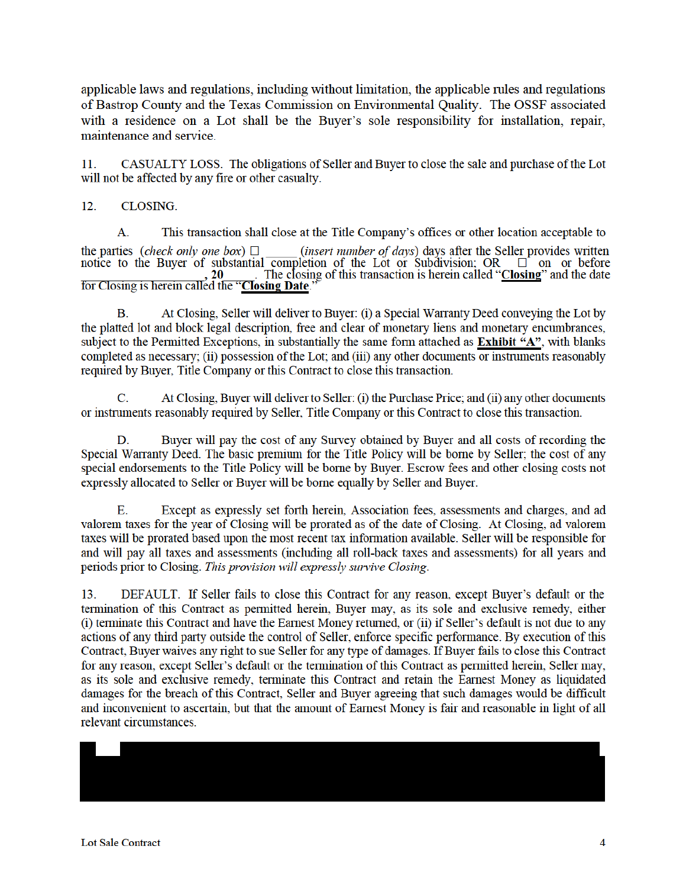applicable laws and regulations, including without limitation, the applicable rules and regulations of Bastrop County and the Texas Commission on Environmental Quality. The OSSF associated with a residence on a Lot shall be the Buyer's sole responsibility for installation, repair, maintenance and service.

11. CASUALTY LOSS. The obligations of Seller and Buyer to close the sale and purchase of the Lot will not be affected by any fire or other casualty.

12. CLOSING.

A. This transaction shall close at the Title Company's offices or other location acceptable to the parties (*check only one box*) ☐ _____ (*insert number of days*) days after the Seller provides written notice to the Buyer of substantial completion of the Lot or Subdivision; OR ☐ on or before _______________, **20** _____. The closing of this transaction is herein called "**Closing**" and the date for Closing is herein called the "**Closing Date**."

B. At Closing, Seller will deliver to Buyer: (i) a Special Warranty Deed conveying the Lot by the platted lot and block legal description, free and clear of monetary liens and monetary encumbrances, subject to the Permitted Exceptions, in substantially the same form attached as **Exhibit "A"**, with blanks completed as necessary; (ii) possession of the Lot; and (iii) any other documents or instruments reasonably required by Buyer, Title Company or this Contract to close this transaction.

C. At Closing, Buyer will deliver to Seller: (i) the Purchase Price; and (ii) any other documents or instruments reasonably required by Seller, Title Company or this Contract to close this transaction.

D. Buyer will pay the cost of any Survey obtained by Buyer and all costs of recording the Special Warranty Deed. The basic premium for the Title Policy will be borne by Seller; the cost of any special endorsements to the Title Policy will be borne by Buyer. Escrow fees and other closing costs not expressly allocated to Seller or Buyer will be borne equally by Seller and Buyer.

E. Except as expressly set forth herein, Association fees, assessments and charges, and ad valorem taxes for the year of Closing will be prorated as of the date of Closing. At Closing, ad valorem taxes will be prorated based upon the most recent tax information available. Seller will be responsible for and will pay all taxes and assessments (including all roll-back taxes and assessments) for all years and periods prior to Closing. *This provision will expressly survive Closing.*

13. DEFAULT. If Seller fails to close this Contract for any reason, except Buyer's default or the termination of this Contract as permitted herein, Buyer may, as its sole and exclusive remedy, either (i) terminate this Contract and have the Earnest Money returned, or (ii) if Seller's default is not due to any actions of any third party outside the control of Seller, enforce specific performance. By execution of this Contract, Buyer waives any right to sue Seller for any type of damages. If Buyer fails to close this Contract for any reason, except Seller's default or the termination of this Contract as permitted herein, Seller may, as its sole and exclusive remedy, terminate this Contract and retain the Earnest Money as liquidated damages for the breach of this Contract, Seller and Buyer agreeing that such damages would be difficult and inconvenient to ascertain, but that the amount of Earnest Money is fair and reasonable in light of all relevant circumstances.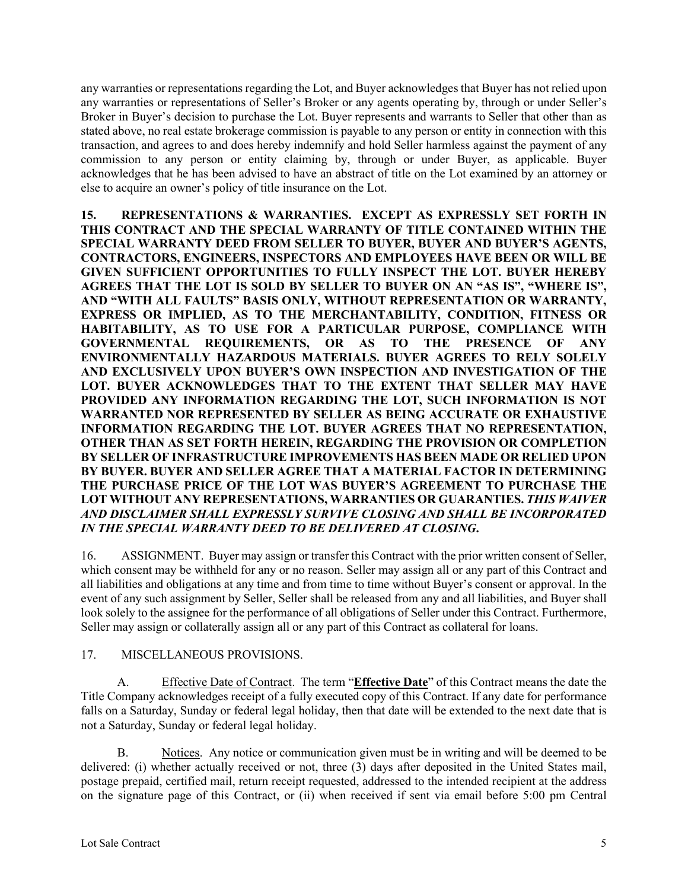any warranties or representations regarding the Lot, and Buyer acknowledges that Buyer has not relied upon any warranties or representations of Seller's Broker or any agents operating by, through or under Seller's Broker in Buyer's decision to purchase the Lot. Buyer represents and warrants to Seller that other than as stated above, no real estate brokerage commission is payable to any person or entity in connection with this transaction, and agrees to and does hereby indemnify and hold Seller harmless against the payment of any commission to any person or entity claiming by, through or under Buyer, as applicable. Buyer acknowledges that he has been advised to have an abstract of title on the Lot examined by an attorney or else to acquire an owner's policy of title insurance on the Lot.

**15. REPRESENTATIONS & WARRANTIES. EXCEPT AS EXPRESSLY SET FORTH IN THIS CONTRACT AND THE SPECIAL WARRANTY OF TITLE CONTAINED WITHIN THE SPECIAL WARRANTY DEED FROM SELLER TO BUYER, BUYER AND BUYER'S AGENTS, CONTRACTORS, ENGINEERS, INSPECTORS AND EMPLOYEES HAVE BEEN OR WILL BE GIVEN SUFFICIENT OPPORTUNITIES TO FULLY INSPECT THE LOT. BUYER HEREBY AGREES THAT THE LOT IS SOLD BY SELLER TO BUYER ON AN "AS IS", "WHERE IS", AND "WITH ALL FAULTS" BASIS ONLY, WITHOUT REPRESENTATION OR WARRANTY, EXPRESS OR IMPLIED, AS TO THE MERCHANTABILITY, CONDITION, FITNESS OR HABITABILITY, AS TO USE FOR A PARTICULAR PURPOSE, COMPLIANCE WITH GOVERNMENTAL REQUIREMENTS, OR AS TO THE PRESENCE OF ANY ENVIRONMENTALLY HAZARDOUS MATERIALS. BUYER AGREES TO RELY SOLELY AND EXCLUSIVELY UPON BUYER'S OWN INSPECTION AND INVESTIGATION OF THE LOT. BUYER ACKNOWLEDGES THAT TO THE EXTENT THAT SELLER MAY HAVE PROVIDED ANY INFORMATION REGARDING THE LOT, SUCH INFORMATION IS NOT WARRANTED NOR REPRESENTED BY SELLER AS BEING ACCURATE OR EXHAUSTIVE INFORMATION REGARDING THE LOT. BUYER AGREES THAT NO REPRESENTATION, OTHER THAN AS SET FORTH HEREIN, REGARDING THE PROVISION OR COMPLETION BY SELLER OF INFRASTRUCTURE IMPROVEMENTS HAS BEEN MADE OR RELIED UPON BY BUYER. BUYER AND SELLER AGREE THAT A MATERIAL FACTOR IN DETERMINING THE PURCHASE PRICE OF THE LOT WAS BUYER'S AGREEMENT TO PURCHASE THE LOT WITHOUT ANY REPRESENTATIONS, WARRANTIES OR GUARANTIES. *THIS WAIVER AND DISCLAIMER SHALL EXPRESSLY SURVIVE CLOSING AND SHALL BE INCORPORATED IN THE SPECIAL WARRANTY DEED TO BE DELIVERED AT CLOSING.***

16. ASSIGNMENT. Buyer may assign or transfer this Contract with the prior written consent of Seller, which consent may be withheld for any or no reason. Seller may assign all or any part of this Contract and all liabilities and obligations at any time and from time to time without Buyer's consent or approval. In the event of any such assignment by Seller, Seller shall be released from any and all liabilities, and Buyer shall look solely to the assignee for the performance of all obligations of Seller under this Contract. Furthermore, Seller may assign or collaterally assign all or any part of this Contract as collateral for loans.

17. MISCELLANEOUS PROVISIONS.

A. Effective Date of Contract. The term "**Effective Date**" of this Contract means the date the Title Company acknowledges receipt of a fully executed copy of this Contract. If any date for performance falls on a Saturday, Sunday or federal legal holiday, then that date will be extended to the next date that is not a Saturday, Sunday or federal legal holiday.

B. Notices. Any notice or communication given must be in writing and will be deemed to be delivered: (i) whether actually received or not, three (3) days after deposited in the United States mail, postage prepaid, certified mail, return receipt requested, addressed to the intended recipient at the address on the signature page of this Contract, or (ii) when received if sent via email before 5:00 pm Central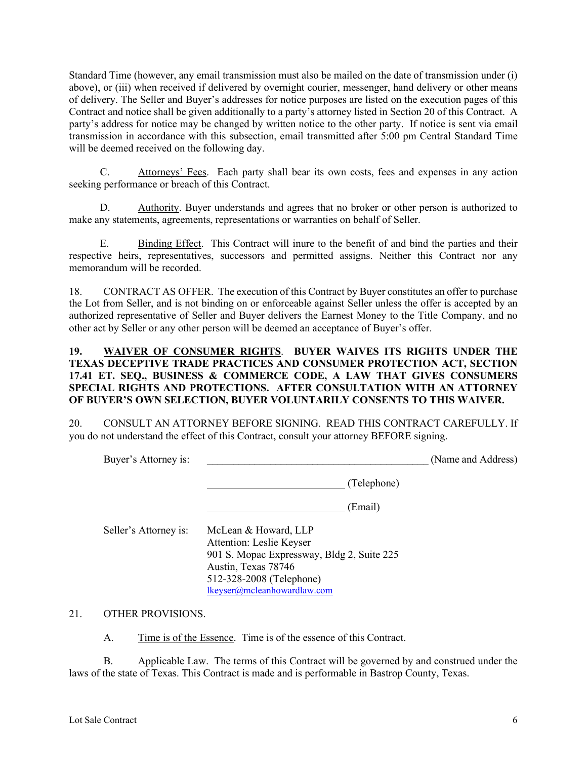Standard Time (however, any email transmission must also be mailed on the date of transmission under (i) above), or (iii) when received if delivered by overnight courier, messenger, hand delivery or other means of delivery. The Seller and Buyer's addresses for notice purposes are listed on the execution pages of this Contract and notice shall be given additionally to a party's attorney listed in Section 20 of this Contract. A party's address for notice may be changed by written notice to the other party. If notice is sent via email transmission in accordance with this subsection, email transmitted after 5:00 pm Central Standard Time will be deemed received on the following day.

C. Attorneys' Fees. Each party shall bear its own costs, fees and expenses in any action seeking performance or breach of this Contract.

D. Authority. Buyer understands and agrees that no broker or other person is authorized to make any statements, agreements, representations or warranties on behalf of Seller.

E. Binding Effect. This Contract will inure to the benefit of and bind the parties and their respective heirs, representatives, successors and permitted assigns. Neither this Contract nor any memorandum will be recorded.

18. CONTRACT AS OFFER. The execution of this Contract by Buyer constitutes an offer to purchase the Lot from Seller, and is not binding on or enforceable against Seller unless the offer is accepted by an authorized representative of Seller and Buyer delivers the Earnest Money to the Title Company, and no other act by Seller or any other person will be deemed an acceptance of Buyer's offer.

**19. WAIVER OF CONSUMER RIGHTS. BUYER WAIVES ITS RIGHTS UNDER THE TEXAS DECEPTIVE TRADE PRACTICES AND CONSUMER PROTECTION ACT, SECTION 17.41 ET. SEQ., BUSINESS & COMMERCE CODE, A LAW THAT GIVES CONSUMERS SPECIAL RIGHTS AND PROTECTIONS. AFTER CONSULTATION WITH AN ATTORNEY OF BUYER'S OWN SELECTION, BUYER VOLUNTARILY CONSENTS TO THIS WAIVER.**

20. CONSULT AN ATTORNEY BEFORE SIGNING. READ THIS CONTRACT CAREFULLY. If you do not understand the effect of this Contract, consult your attorney BEFORE signing.

Buyer's Attorney is: __________________________________________ (Name and Address)

__________________________ (Telephone)

__________________________ (Email)

Seller's Attorney is: McLean & Howard, LLP
Attention: Leslie Keyser
901 S. Mopac Expressway, Bldg 2, Suite 225
Austin, Texas 78746
512-328-2008 (Telephone)
lkeyser@mcleanhowardlaw.com

21. OTHER PROVISIONS.

A. Time is of the Essence. Time is of the essence of this Contract.

B. Applicable Law. The terms of this Contract will be governed by and construed under the laws of the state of Texas. This Contract is made and is performable in Bastrop County, Texas.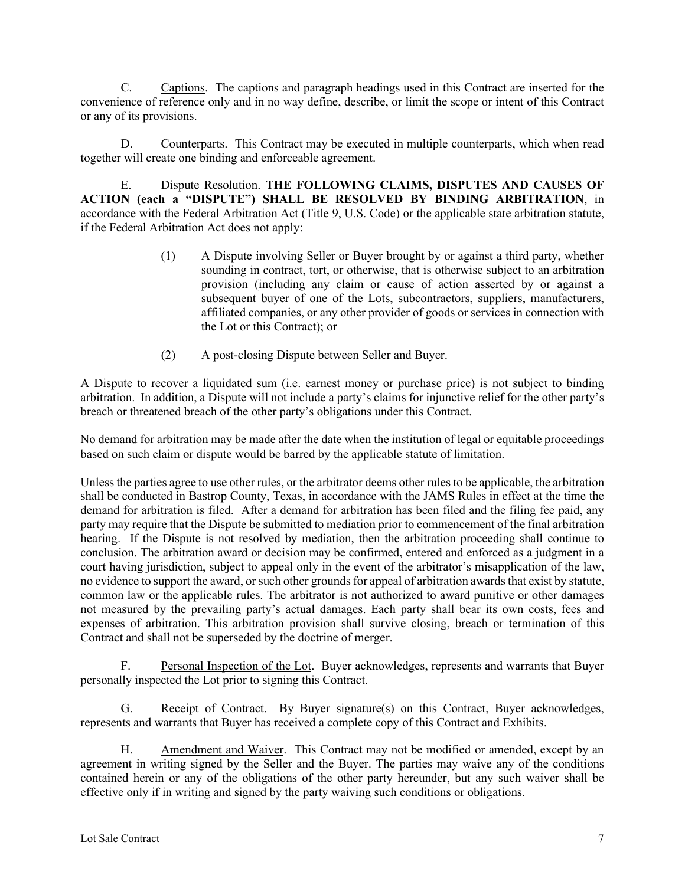C. Captions. The captions and paragraph headings used in this Contract are inserted for the convenience of reference only and in no way define, describe, or limit the scope or intent of this Contract or any of its provisions.

D. Counterparts. This Contract may be executed in multiple counterparts, which when read together will create one binding and enforceable agreement.

E. Dispute Resolution. **THE FOLLOWING CLAIMS, DISPUTES AND CAUSES OF ACTION (each a "DISPUTE") SHALL BE RESOLVED BY BINDING ARBITRATION**, in accordance with the Federal Arbitration Act (Title 9, U.S. Code) or the applicable state arbitration statute, if the Federal Arbitration Act does not apply:

(1) A Dispute involving Seller or Buyer brought by or against a third party, whether sounding in contract, tort, or otherwise, that is otherwise subject to an arbitration provision (including any claim or cause of action asserted by or against a subsequent buyer of one of the Lots, subcontractors, suppliers, manufacturers, affiliated companies, or any other provider of goods or services in connection with the Lot or this Contract); or

(2) A post-closing Dispute between Seller and Buyer.

A Dispute to recover a liquidated sum (i.e. earnest money or purchase price) is not subject to binding arbitration. In addition, a Dispute will not include a party's claims for injunctive relief for the other party's breach or threatened breach of the other party's obligations under this Contract.

No demand for arbitration may be made after the date when the institution of legal or equitable proceedings based on such claim or dispute would be barred by the applicable statute of limitation.

Unless the parties agree to use other rules, or the arbitrator deems other rules to be applicable, the arbitration shall be conducted in Bastrop County, Texas, in accordance with the JAMS Rules in effect at the time the demand for arbitration is filed. After a demand for arbitration has been filed and the filing fee paid, any party may require that the Dispute be submitted to mediation prior to commencement of the final arbitration hearing. If the Dispute is not resolved by mediation, then the arbitration proceeding shall continue to conclusion. The arbitration award or decision may be confirmed, entered and enforced as a judgment in a court having jurisdiction, subject to appeal only in the event of the arbitrator's misapplication of the law, no evidence to support the award, or such other grounds for appeal of arbitration awards that exist by statute, common law or the applicable rules. The arbitrator is not authorized to award punitive or other damages not measured by the prevailing party's actual damages. Each party shall bear its own costs, fees and expenses of arbitration. This arbitration provision shall survive closing, breach or termination of this Contract and shall not be superseded by the doctrine of merger.

F. Personal Inspection of the Lot. Buyer acknowledges, represents and warrants that Buyer personally inspected the Lot prior to signing this Contract.

G. Receipt of Contract. By Buyer signature(s) on this Contract, Buyer acknowledges, represents and warrants that Buyer has received a complete copy of this Contract and Exhibits.

H. Amendment and Waiver. This Contract may not be modified or amended, except by an agreement in writing signed by the Seller and the Buyer. The parties may waive any of the conditions contained herein or any of the obligations of the other party hereunder, but any such waiver shall be effective only if in writing and signed by the party waiving such conditions or obligations.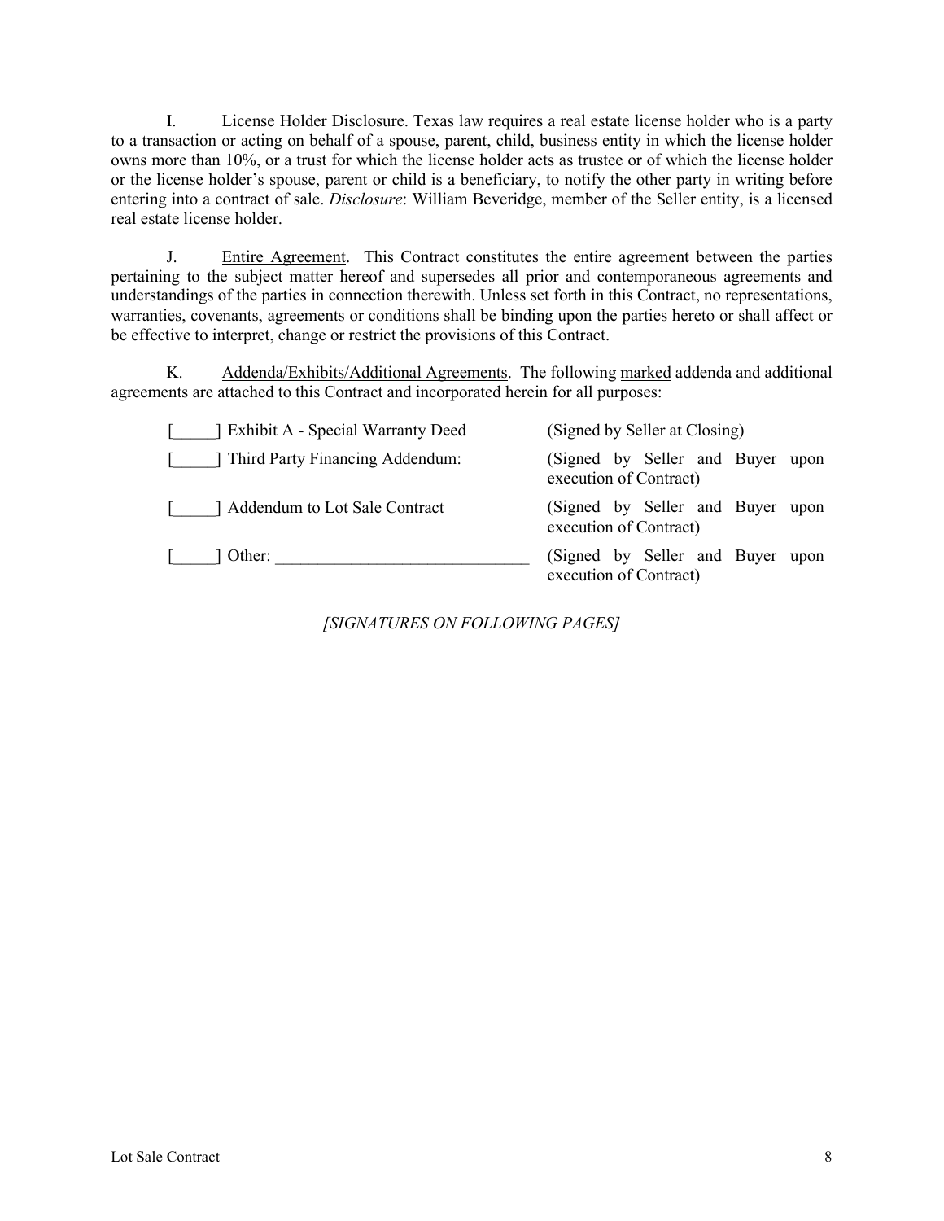I. <u>License Holder Disclosure</u>. Texas law requires a real estate license holder who is a party to a transaction or acting on behalf of a spouse, parent, child, business entity in which the license holder owns more than 10%, or a trust for which the license holder acts as trustee or of which the license holder or the license holder's spouse, parent or child is a beneficiary, to notify the other party in writing before entering into a contract of sale. *Disclosure*: William Beveridge, member of the Seller entity, is a licensed real estate license holder.

J. <u>Entire Agreement</u>. This Contract constitutes the entire agreement between the parties pertaining to the subject matter hereof and supersedes all prior and contemporaneous agreements and understandings of the parties in connection therewith. Unless set forth in this Contract, no representations, warranties, covenants, agreements or conditions shall be binding upon the parties hereto or shall affect or be effective to interpret, change or restrict the provisions of this Contract.

K. <u>Addenda/Exhibits/Additional Agreements</u>. The following <u>marked</u> addenda and additional agreements are attached to this Contract and incorporated herein for all purposes:

| | |
|---|---|
| [_____] Exhibit A - Special Warranty Deed | (Signed by Seller at Closing) |
| [_____] Third Party Financing Addendum: | (Signed by Seller and Buyer upon execution of Contract) |
| [_____] Addendum to Lot Sale Contract | (Signed by Seller and Buyer upon execution of Contract) |
| [_____] Other: ______________________________ | (Signed by Seller and Buyer upon execution of Contract) |

*[SIGNATURES ON FOLLOWING PAGES]*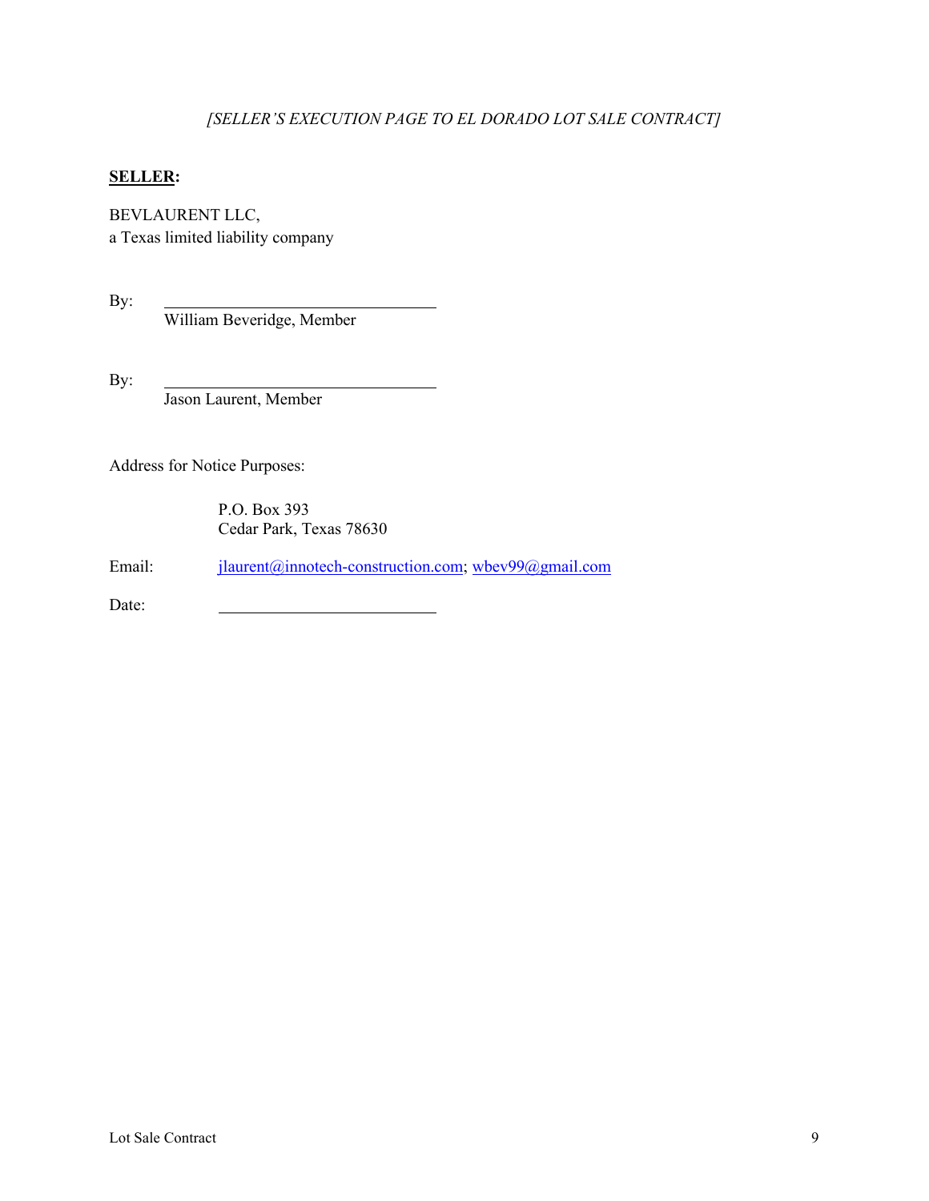*[SELLER'S EXECUTION PAGE TO EL DORADO LOT SALE CONTRACT]*

**SELLER:**

BEVLAURENT LLC,
a Texas limited liability company

By: ______________________________
William Beveridge, Member

By: ______________________________
Jason Laurent, Member

Address for Notice Purposes:

P.O. Box 393
Cedar Park, Texas 78630

Email: jlaurent@innotech-construction.com; wbev99@gmail.com

Date: ________________________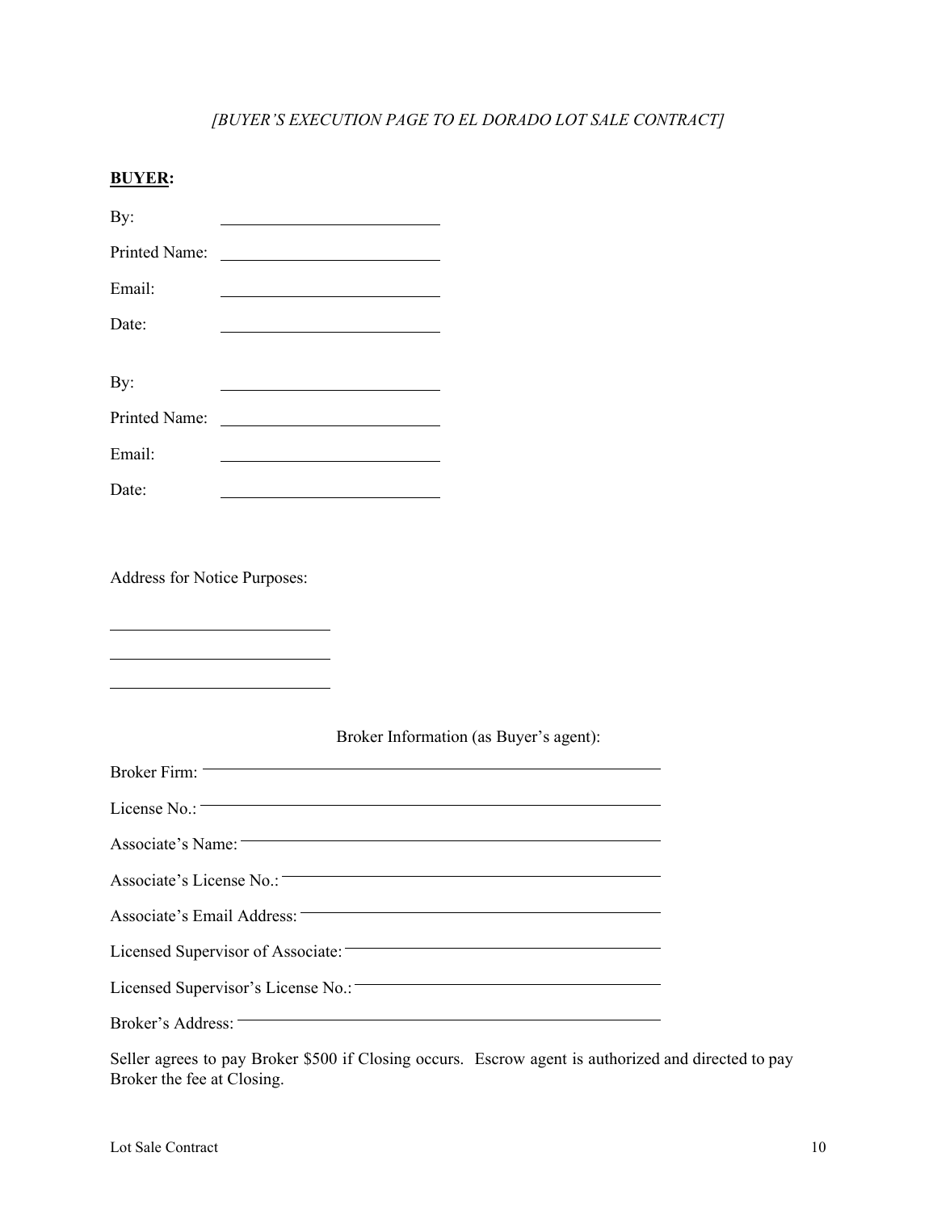*[BUYER'S EXECUTION PAGE TO EL DORADO LOT SALE CONTRACT]*

**BUYER:**

By: \_\_\_\_\_\_\_\_\_\_\_\_\_\_\_\_\_\_\_\_\_\_\_\_\_\_

Printed Name: \_\_\_\_\_\_\_\_\_\_\_\_\_\_\_\_\_\_\_\_\_\_\_\_\_\_

Email: \_\_\_\_\_\_\_\_\_\_\_\_\_\_\_\_\_\_\_\_\_\_\_\_\_\_

Date: \_\_\_\_\_\_\_\_\_\_\_\_\_\_\_\_\_\_\_\_\_\_\_\_\_\_

By: \_\_\_\_\_\_\_\_\_\_\_\_\_\_\_\_\_\_\_\_\_\_\_\_\_\_

Printed Name: \_\_\_\_\_\_\_\_\_\_\_\_\_\_\_\_\_\_\_\_\_\_\_\_\_\_

Email: \_\_\_\_\_\_\_\_\_\_\_\_\_\_\_\_\_\_\_\_\_\_\_\_\_\_

Date: \_\_\_\_\_\_\_\_\_\_\_\_\_\_\_\_\_\_\_\_\_\_\_\_\_\_

Address for Notice Purposes:

\_\_\_\_\_\_\_\_\_\_\_\_\_\_\_\_\_\_\_\_\_\_\_\_\_\_

\_\_\_\_\_\_\_\_\_\_\_\_\_\_\_\_\_\_\_\_\_\_\_\_\_\_

\_\_\_\_\_\_\_\_\_\_\_\_\_\_\_\_\_\_\_\_\_\_\_\_\_\_

Broker Information (as Buyer's agent):

Broker Firm: \_\_\_\_\_\_\_\_\_\_\_\_\_\_\_\_\_\_\_\_\_\_\_\_\_\_\_\_\_\_\_\_\_\_\_\_\_\_\_\_\_\_\_\_\_\_\_\_

License No.: \_\_\_\_\_\_\_\_\_\_\_\_\_\_\_\_\_\_\_\_\_\_\_\_\_\_\_\_\_\_\_\_\_\_\_\_\_\_\_\_\_\_\_\_\_\_\_\_

Associate's Name: \_\_\_\_\_\_\_\_\_\_\_\_\_\_\_\_\_\_\_\_\_\_\_\_\_\_\_\_\_\_\_\_\_\_\_\_\_\_\_\_\_\_\_\_

Associate's License No.: \_\_\_\_\_\_\_\_\_\_\_\_\_\_\_\_\_\_\_\_\_\_\_\_\_\_\_\_\_\_\_\_\_\_\_\_\_\_\_\_

Associate's Email Address: \_\_\_\_\_\_\_\_\_\_\_\_\_\_\_\_\_\_\_\_\_\_\_\_\_\_\_\_\_\_\_\_\_\_\_\_\_\_

Licensed Supervisor of Associate: \_\_\_\_\_\_\_\_\_\_\_\_\_\_\_\_\_\_\_\_\_\_\_\_\_\_\_\_\_\_\_\_\_\_

Licensed Supervisor's License No.: \_\_\_\_\_\_\_\_\_\_\_\_\_\_\_\_\_\_\_\_\_\_\_\_\_\_\_\_\_\_\_\_

Broker's Address: \_\_\_\_\_\_\_\_\_\_\_\_\_\_\_\_\_\_\_\_\_\_\_\_\_\_\_\_\_\_\_\_\_\_\_\_\_\_\_\_\_\_\_\_

Seller agrees to pay Broker $500 if Closing occurs. Escrow agent is authorized and directed to pay Broker the fee at Closing.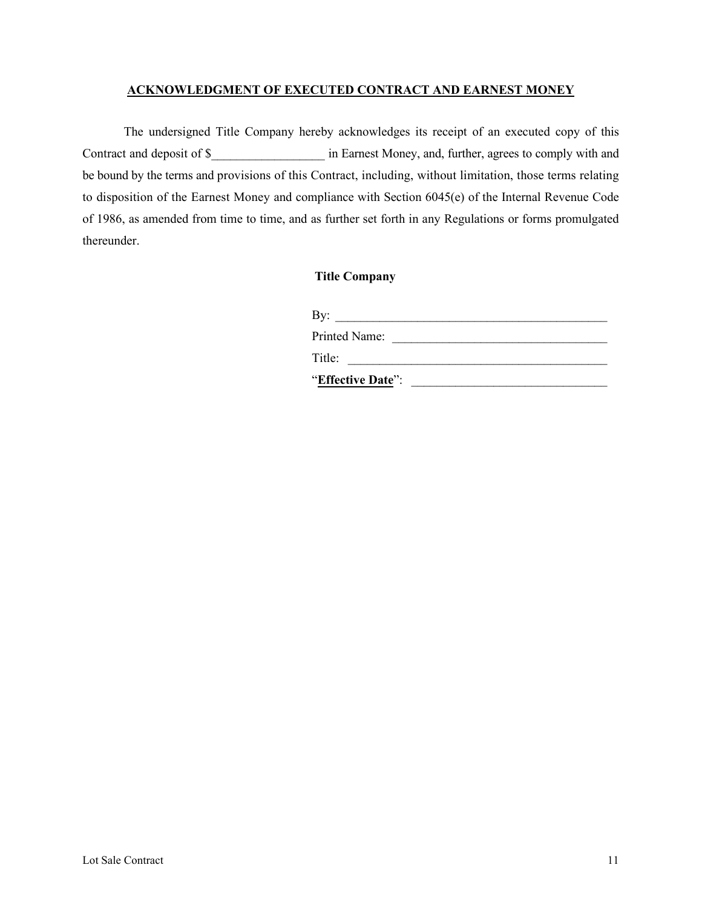## ACKNOWLEDGMENT OF EXECUTED CONTRACT AND EARNEST MONEY

The undersigned Title Company hereby acknowledges its receipt of an executed copy of this Contract and deposit of $__________________ in Earnest Money, and, further, agrees to comply with and be bound by the terms and provisions of this Contract, including, without limitation, those terms relating to disposition of the Earnest Money and compliance with Section 6045(e) of the Internal Revenue Code of 1986, as amended from time to time, and as further set forth in any Regulations or forms promulgated thereunder.

**Title Company**

By: _____________________________________________

Printed Name: ___________________________________

Title: ___________________________________________

"**Effective Date**": _______________________________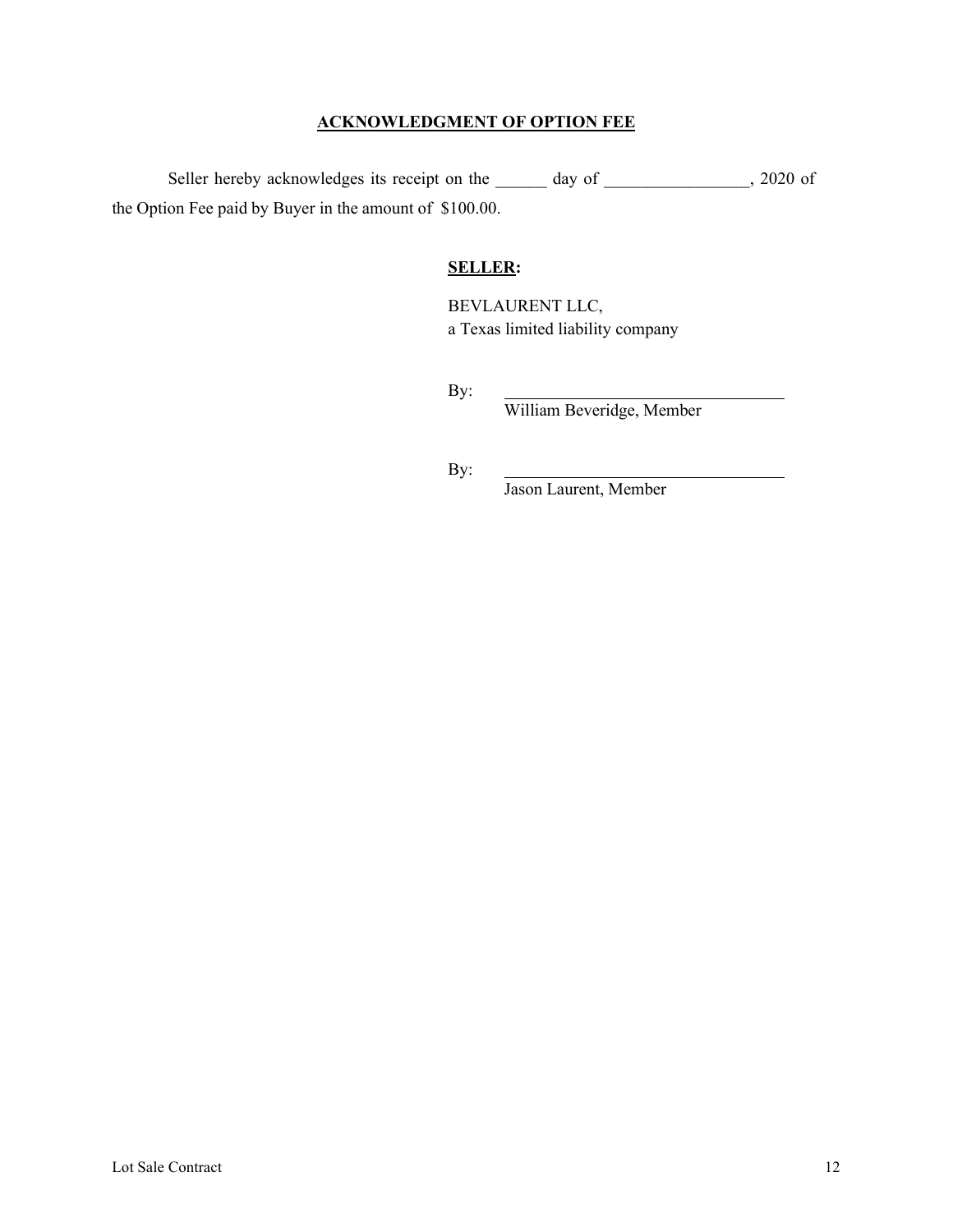**ACKNOWLEDGMENT OF OPTION FEE**

Seller hereby acknowledges its receipt on the ______ day of ________________, 2020 of the Option Fee paid by Buyer in the amount of $100.00.

**SELLER:**

BEVLAURENT LLC,
a Texas limited liability company

By: ________________________________
William Beveridge, Member

By: ________________________________
Jason Laurent, Member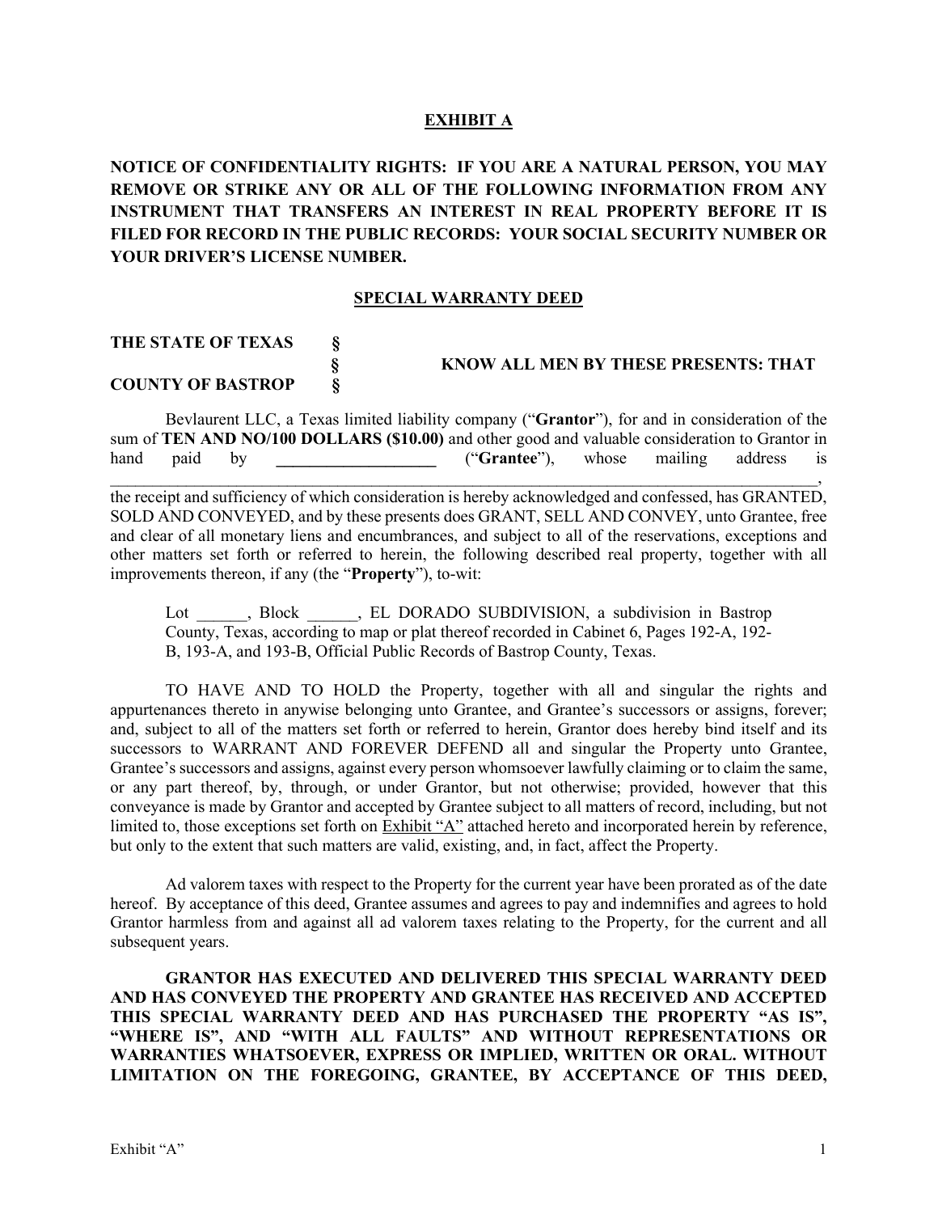**EXHIBIT A**

**NOTICE OF CONFIDENTIALITY RIGHTS: IF YOU ARE A NATURAL PERSON, YOU MAY REMOVE OR STRIKE ANY OR ALL OF THE FOLLOWING INFORMATION FROM ANY INSTRUMENT THAT TRANSFERS AN INTEREST IN REAL PROPERTY BEFORE IT IS FILED FOR RECORD IN THE PUBLIC RECORDS: YOUR SOCIAL SECURITY NUMBER OR YOUR DRIVER'S LICENSE NUMBER.**

**SPECIAL WARRANTY DEED**

**THE STATE OF TEXAS §**
**§ KNOW ALL MEN BY THESE PRESENTS: THAT**
**COUNTY OF BASTROP §**

Bevlaurent LLC, a Texas limited liability company ("**Grantor**"), for and in consideration of the sum of **TEN AND NO/100 DOLLARS ($10.00)** and other good and valuable consideration to Grantor in hand paid by **___________________** ("**Grantee**"), whose mailing address is ________________________________________________________________________________, the receipt and sufficiency of which consideration is hereby acknowledged and confessed, has GRANTED, SOLD AND CONVEYED, and by these presents does GRANT, SELL AND CONVEY, unto Grantee, free and clear of all monetary liens and encumbrances, and subject to all of the reservations, exceptions and other matters set forth or referred to herein, the following described real property, together with all improvements thereon, if any (the "**Property**"), to-wit:

> Lot ______, Block ______, EL DORADO SUBDIVISION, a subdivision in Bastrop County, Texas, according to map or plat thereof recorded in Cabinet 6, Pages 192-A, 192-B, 193-A, and 193-B, Official Public Records of Bastrop County, Texas.

TO HAVE AND TO HOLD the Property, together with all and singular the rights and appurtenances thereto in anywise belonging unto Grantee, and Grantee's successors or assigns, forever; and, subject to all of the matters set forth or referred to herein, Grantor does hereby bind itself and its successors to WARRANT AND FOREVER DEFEND all and singular the Property unto Grantee, Grantee's successors and assigns, against every person whomsoever lawfully claiming or to claim the same, or any part thereof, by, through, or under Grantor, but not otherwise; provided, however that this conveyance is made by Grantor and accepted by Grantee subject to all matters of record, including, but not limited to, those exceptions set forth on Exhibit "A" attached hereto and incorporated herein by reference, but only to the extent that such matters are valid, existing, and, in fact, affect the Property.

Ad valorem taxes with respect to the Property for the current year have been prorated as of the date hereof. By acceptance of this deed, Grantee assumes and agrees to pay and indemnifies and agrees to hold Grantor harmless from and against all ad valorem taxes relating to the Property, for the current and all subsequent years.

**GRANTOR HAS EXECUTED AND DELIVERED THIS SPECIAL WARRANTY DEED AND HAS CONVEYED THE PROPERTY AND GRANTEE HAS RECEIVED AND ACCEPTED THIS SPECIAL WARRANTY DEED AND HAS PURCHASED THE PROPERTY "AS IS", "WHERE IS", AND "WITH ALL FAULTS" AND WITHOUT REPRESENTATIONS OR WARRANTIES WHATSOEVER, EXPRESS OR IMPLIED, WRITTEN OR ORAL. WITHOUT LIMITATION ON THE FOREGOING, GRANTEE, BY ACCEPTANCE OF THIS DEED,**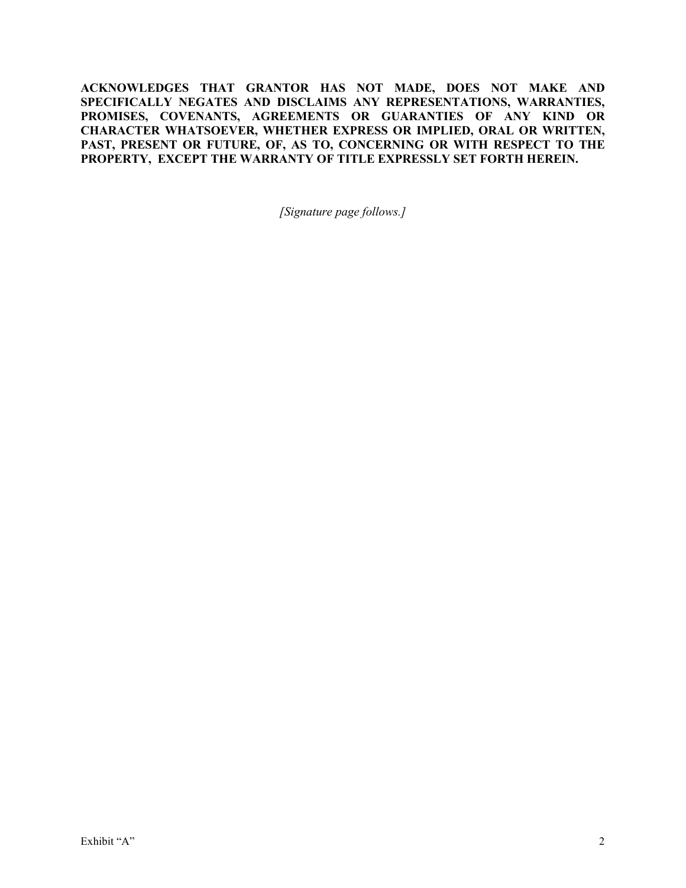**ACKNOWLEDGES THAT GRANTOR HAS NOT MADE, DOES NOT MAKE AND SPECIFICALLY NEGATES AND DISCLAIMS ANY REPRESENTATIONS, WARRANTIES, PROMISES, COVENANTS, AGREEMENTS OR GUARANTIES OF ANY KIND OR CHARACTER WHATSOEVER, WHETHER EXPRESS OR IMPLIED, ORAL OR WRITTEN, PAST, PRESENT OR FUTURE, OF, AS TO, CONCERNING OR WITH RESPECT TO THE PROPERTY, EXCEPT THE WARRANTY OF TITLE EXPRESSLY SET FORTH HEREIN.**

*[Signature page follows.]*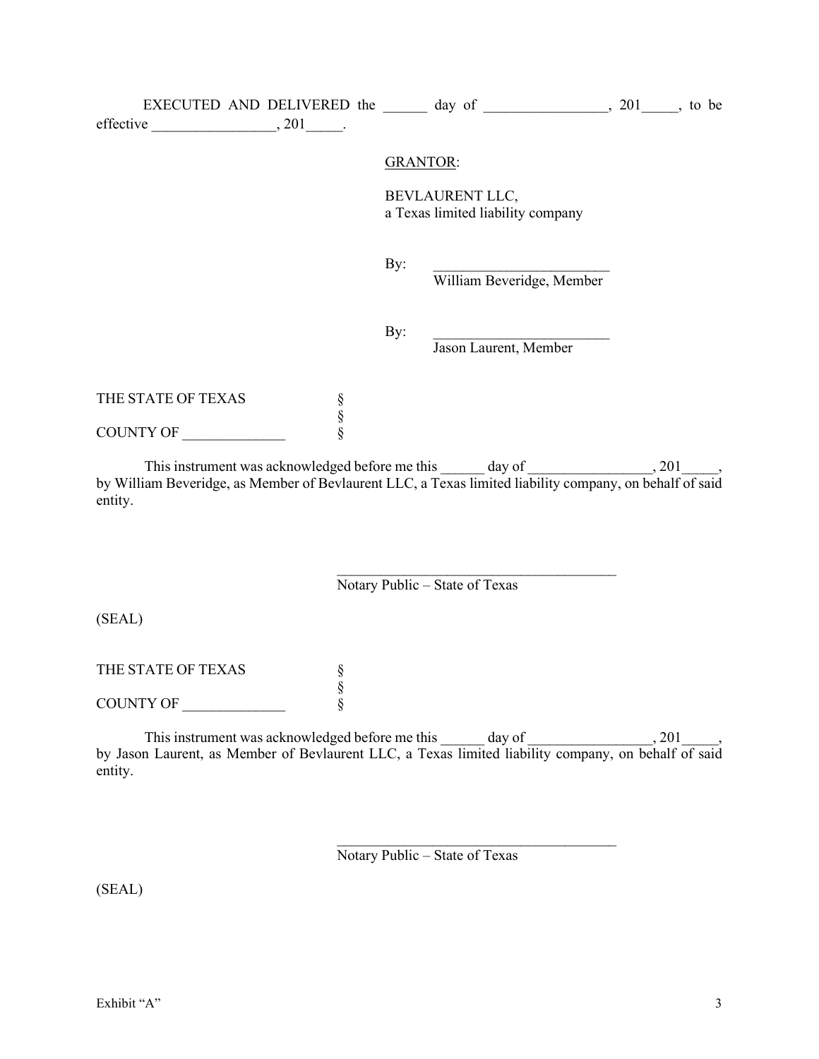EXECUTED AND DELIVERED the ______ day of _________________, 201_____, to be effective _________________, 201_____.

GRANTOR:

BEVLAURENT LLC,
a Texas limited liability company

By: ________________________
William Beveridge, Member

By: ________________________
Jason Laurent, Member

THE STATE OF TEXAS §
§
COUNTY OF ______________ §

This instrument was acknowledged before me this ______ day of _________________, 201_____, by William Beveridge, as Member of Bevlaurent LLC, a Texas limited liability company, on behalf of said entity.

________________________________________
Notary Public – State of Texas

(SEAL)

THE STATE OF TEXAS §
§
COUNTY OF ______________ §

This instrument was acknowledged before me this ______ day of _________________, 201_____, by Jason Laurent, as Member of Bevlaurent LLC, a Texas limited liability company, on behalf of said entity.

________________________________________
Notary Public – State of Texas

(SEAL)

Exhibit "A"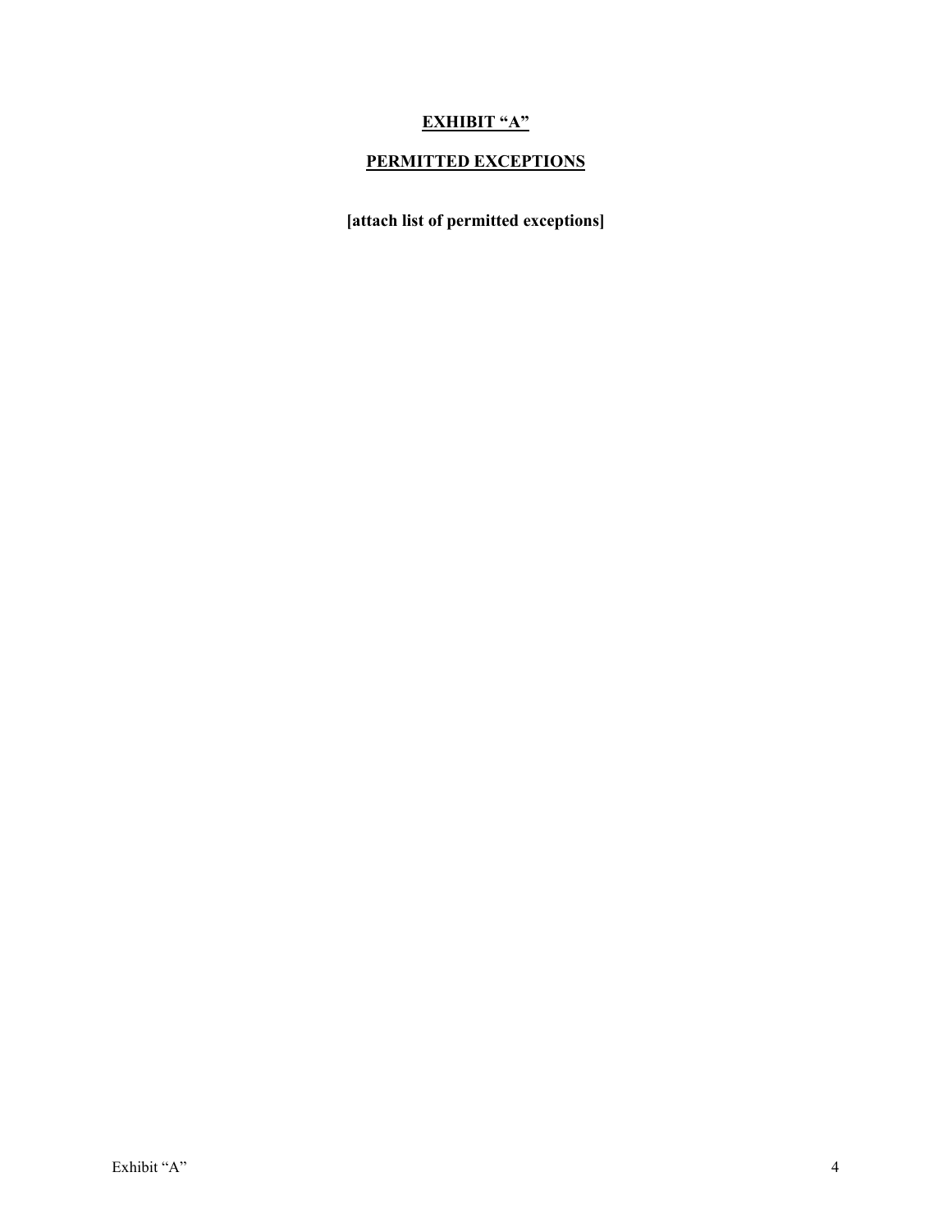# EXHIBIT “A”

## PERMITTED EXCEPTIONS

**[attach list of permitted exceptions]**